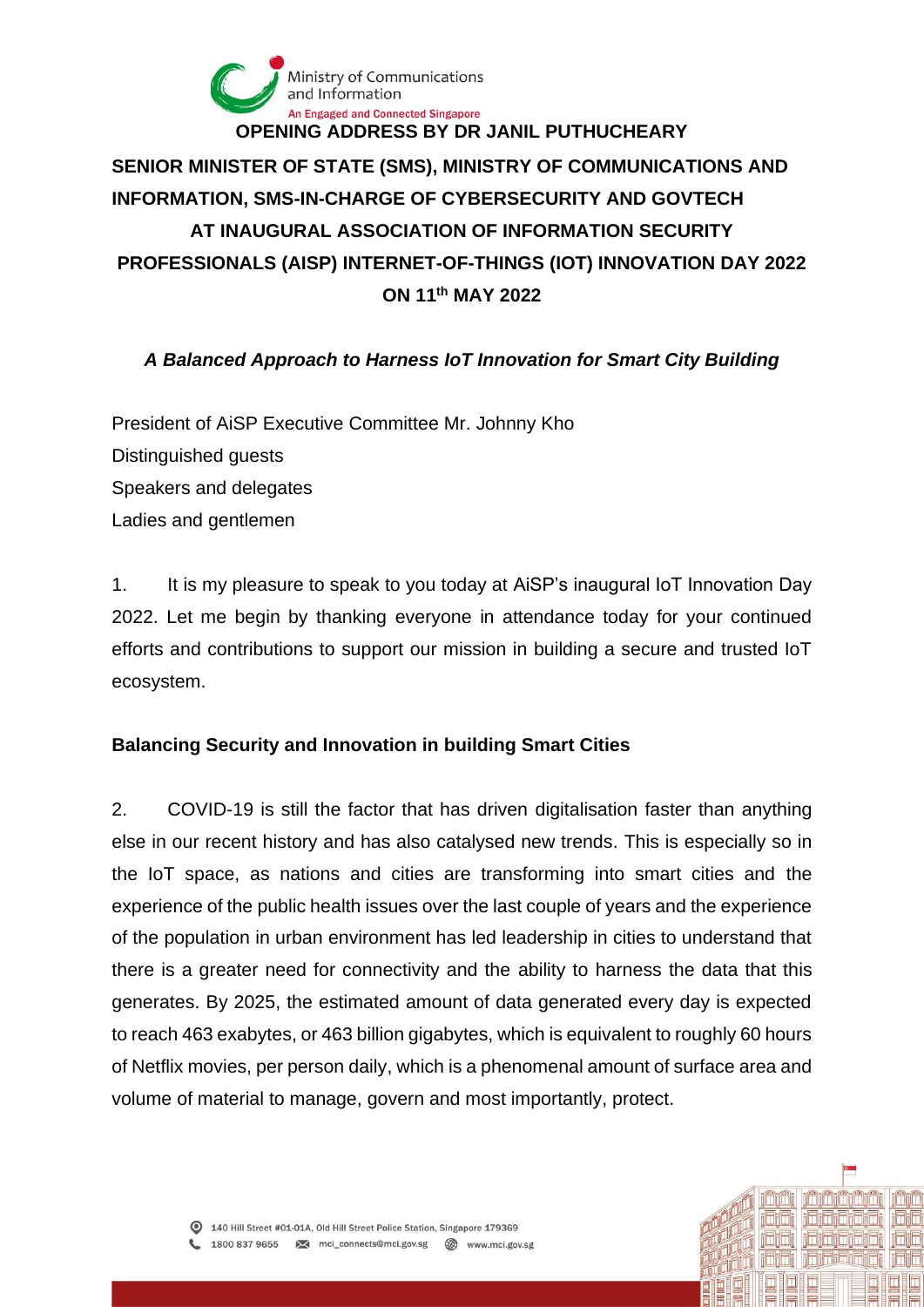**OPENING ADDRESS BY DR JANIL PUTHUCHEARY**

**SENIOR MINISTER OF STATE (SMS), MINISTRY OF COMMUNICATIONS AND INFORMATION, SMS-IN-CHARGE OF CYBERSECURITY AND GOVTECH AT INAUGURAL ASSOCIATION OF INFORMATION SECURITY PROFESSIONALS (AISP) INTERNET-OF-THINGS (IOT) INNOVATION DAY 2022 ON 11th MAY 2022**

***A Balanced Approach to Harness IoT Innovation for Smart City Building***

President of AiSP Executive Committee Mr. Johnny Kho
Distinguished guests
Speakers and delegates
Ladies and gentlemen

1. It is my pleasure to speak to you today at AiSP's inaugural IoT Innovation Day 2022. Let me begin by thanking everyone in attendance today for your continued efforts and contributions to support our mission in building a secure and trusted IoT ecosystem.

**Balancing Security and Innovation in building Smart Cities**

2. COVID-19 is still the factor that has driven digitalisation faster than anything else in our recent history and has also catalysed new trends. This is especially so in the IoT space, as nations and cities are transforming into smart cities and the experience of the public health issues over the last couple of years and the experience of the population in urban environment has led leadership in cities to understand that there is a greater need for connectivity and the ability to harness the data that this generates. By 2025, the estimated amount of data generated every day is expected to reach 463 exabytes, or 463 billion gigabytes, which is equivalent to roughly 60 hours of Netflix movies, per person daily, which is a phenomenal amount of surface area and volume of material to manage, govern and most importantly, protect.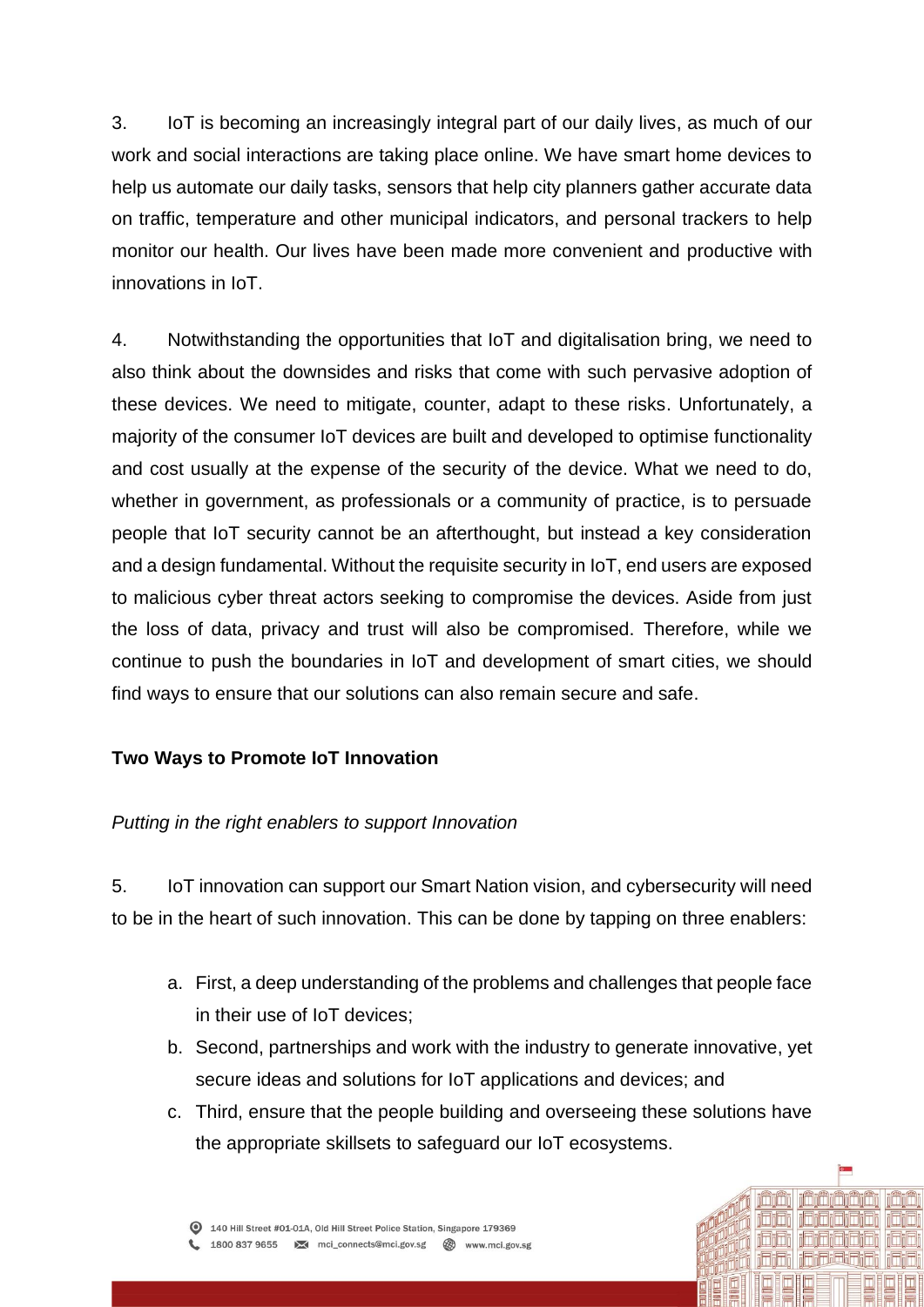3. IoT is becoming an increasingly integral part of our daily lives, as much of our work and social interactions are taking place online. We have smart home devices to help us automate our daily tasks, sensors that help city planners gather accurate data on traffic, temperature and other municipal indicators, and personal trackers to help monitor our health. Our lives have been made more convenient and productive with innovations in IoT.

4. Notwithstanding the opportunities that IoT and digitalisation bring, we need to also think about the downsides and risks that come with such pervasive adoption of these devices. We need to mitigate, counter, adapt to these risks. Unfortunately, a majority of the consumer IoT devices are built and developed to optimise functionality and cost usually at the expense of the security of the device. What we need to do, whether in government, as professionals or a community of practice, is to persuade people that IoT security cannot be an afterthought, but instead a key consideration and a design fundamental. Without the requisite security in IoT, end users are exposed to malicious cyber threat actors seeking to compromise the devices. Aside from just the loss of data, privacy and trust will also be compromised. Therefore, while we continue to push the boundaries in IoT and development of smart cities, we should find ways to ensure that our solutions can also remain secure and safe.

**Two Ways to Promote IoT Innovation**

*Putting in the right enablers to support Innovation*

5. IoT innovation can support our Smart Nation vision, and cybersecurity will need to be in the heart of such innovation. This can be done by tapping on three enablers:

a. First, a deep understanding of the problems and challenges that people face in their use of IoT devices;

b. Second, partnerships and work with the industry to generate innovative, yet secure ideas and solutions for IoT applications and devices; and

c. Third, ensure that the people building and overseeing these solutions have the appropriate skillsets to safeguard our IoT ecosystems.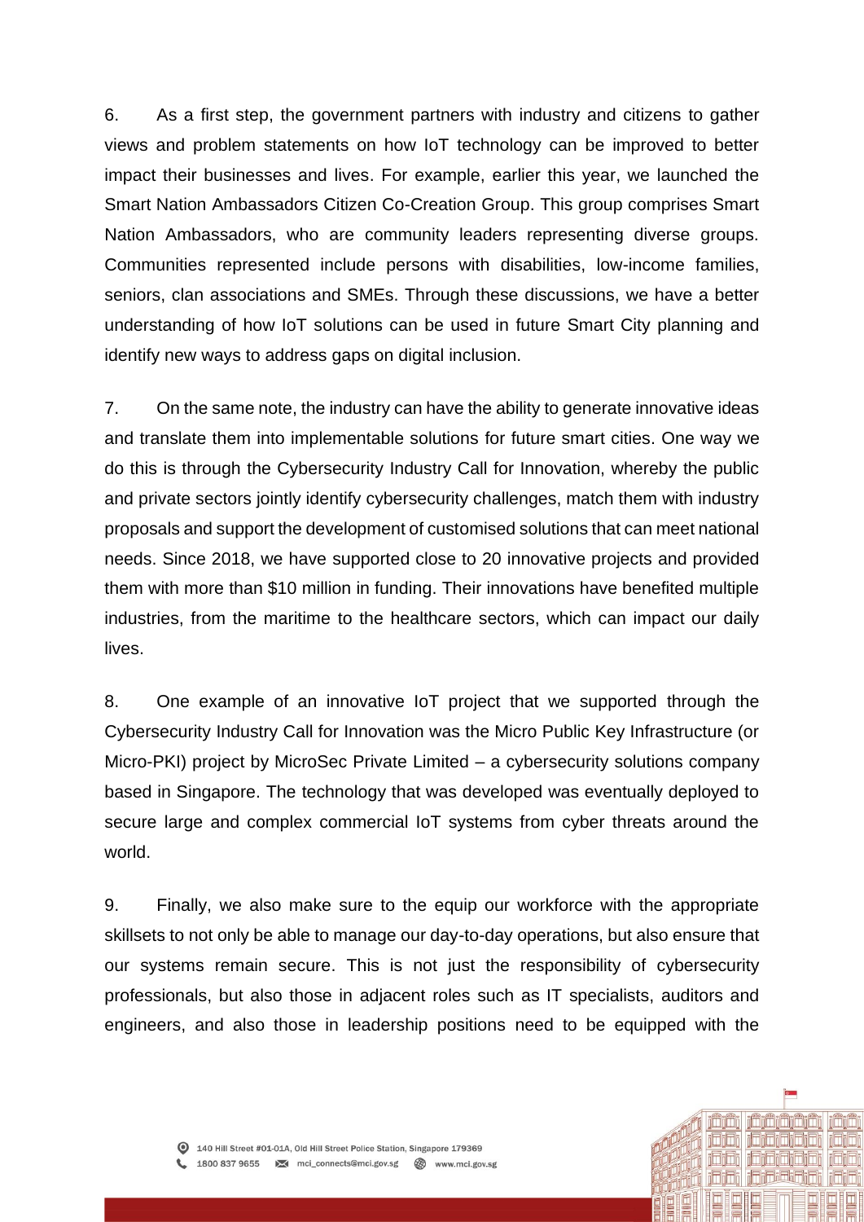6. As a first step, the government partners with industry and citizens to gather views and problem statements on how IoT technology can be improved to better impact their businesses and lives. For example, earlier this year, we launched the Smart Nation Ambassadors Citizen Co-Creation Group. This group comprises Smart Nation Ambassadors, who are community leaders representing diverse groups. Communities represented include persons with disabilities, low-income families, seniors, clan associations and SMEs. Through these discussions, we have a better understanding of how IoT solutions can be used in future Smart City planning and identify new ways to address gaps on digital inclusion.

7. On the same note, the industry can have the ability to generate innovative ideas and translate them into implementable solutions for future smart cities. One way we do this is through the Cybersecurity Industry Call for Innovation, whereby the public and private sectors jointly identify cybersecurity challenges, match them with industry proposals and support the development of customised solutions that can meet national needs. Since 2018, we have supported close to 20 innovative projects and provided them with more than $10 million in funding. Their innovations have benefited multiple industries, from the maritime to the healthcare sectors, which can impact our daily lives.

8. One example of an innovative IoT project that we supported through the Cybersecurity Industry Call for Innovation was the Micro Public Key Infrastructure (or Micro-PKI) project by MicroSec Private Limited – a cybersecurity solutions company based in Singapore. The technology that was developed was eventually deployed to secure large and complex commercial IoT systems from cyber threats around the world.

9. Finally, we also make sure to the equip our workforce with the appropriate skillsets to not only be able to manage our day-to-day operations, but also ensure that our systems remain secure. This is not just the responsibility of cybersecurity professionals, but also those in adjacent roles such as IT specialists, auditors and engineers, and also those in leadership positions need to be equipped with the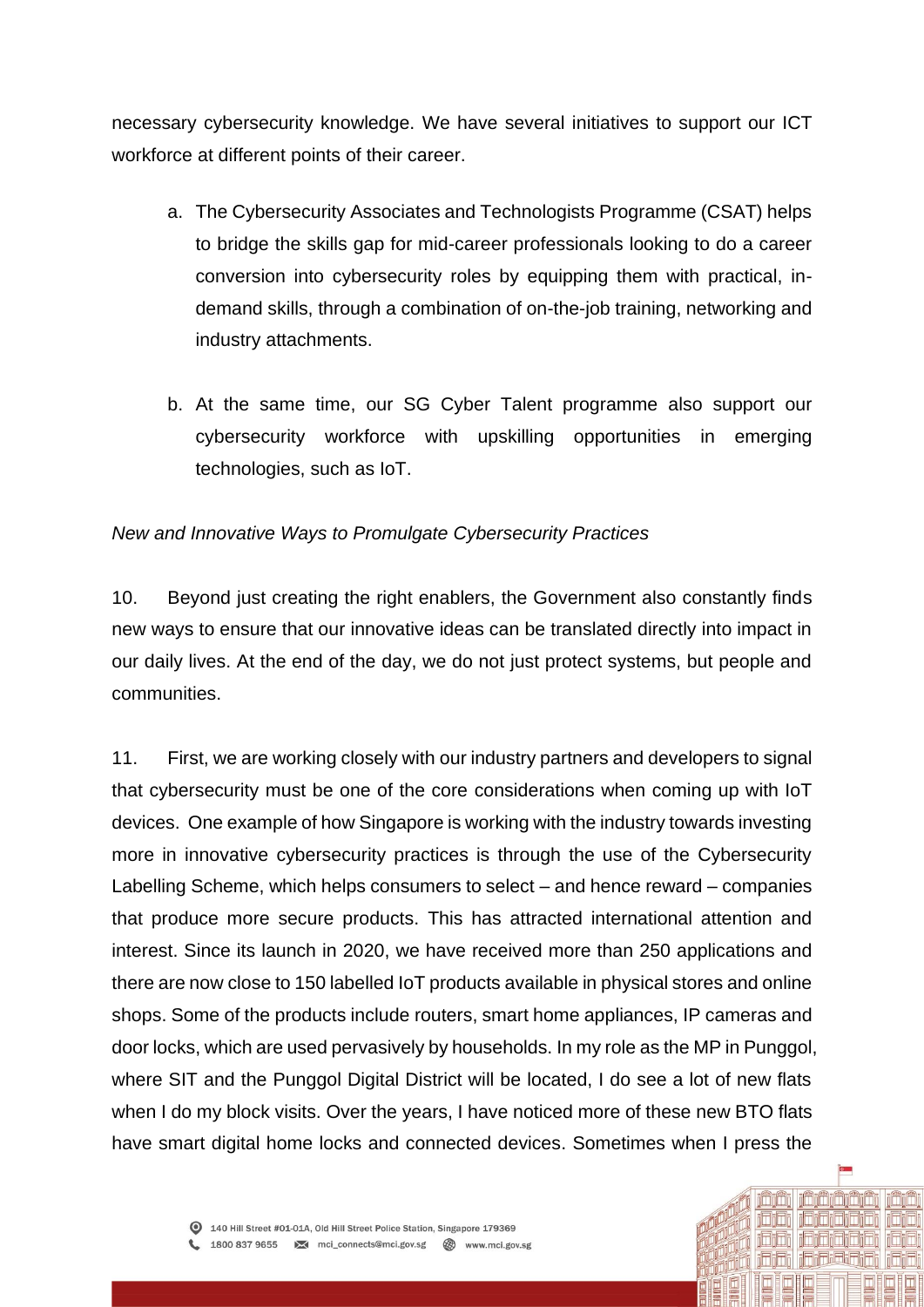necessary cybersecurity knowledge. We have several initiatives to support our ICT workforce at different points of their career.

a. The Cybersecurity Associates and Technologists Programme (CSAT) helps to bridge the skills gap for mid-career professionals looking to do a career conversion into cybersecurity roles by equipping them with practical, in-demand skills, through a combination of on-the-job training, networking and industry attachments.

b. At the same time, our SG Cyber Talent programme also support our cybersecurity workforce with upskilling opportunities in emerging technologies, such as IoT.

*New and Innovative Ways to Promulgate Cybersecurity Practices*

10. Beyond just creating the right enablers, the Government also constantly finds new ways to ensure that our innovative ideas can be translated directly into impact in our daily lives. At the end of the day, we do not just protect systems, but people and communities.

11. First, we are working closely with our industry partners and developers to signal that cybersecurity must be one of the core considerations when coming up with IoT devices. One example of how Singapore is working with the industry towards investing more in innovative cybersecurity practices is through the use of the Cybersecurity Labelling Scheme, which helps consumers to select – and hence reward – companies that produce more secure products. This has attracted international attention and interest. Since its launch in 2020, we have received more than 250 applications and there are now close to 150 labelled IoT products available in physical stores and online shops. Some of the products include routers, smart home appliances, IP cameras and door locks, which are used pervasively by households. In my role as the MP in Punggol, where SIT and the Punggol Digital District will be located, I do see a lot of new flats when I do my block visits. Over the years, I have noticed more of these new BTO flats have smart digital home locks and connected devices. Sometimes when I press the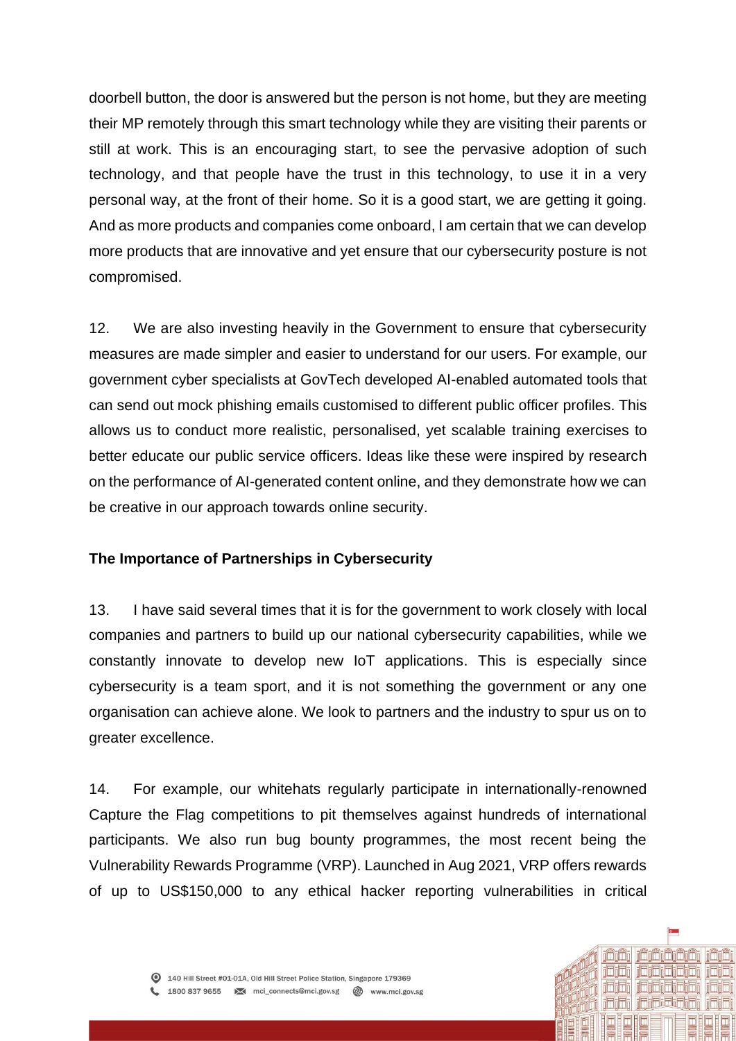doorbell button, the door is answered but the person is not home, but they are meeting their MP remotely through this smart technology while they are visiting their parents or still at work. This is an encouraging start, to see the pervasive adoption of such technology, and that people have the trust in this technology, to use it in a very personal way, at the front of their home. So it is a good start, we are getting it going. And as more products and companies come onboard, I am certain that we can develop more products that are innovative and yet ensure that our cybersecurity posture is not compromised.

12. We are also investing heavily in the Government to ensure that cybersecurity measures are made simpler and easier to understand for our users. For example, our government cyber specialists at GovTech developed AI-enabled automated tools that can send out mock phishing emails customised to different public officer profiles. This allows us to conduct more realistic, personalised, yet scalable training exercises to better educate our public service officers. Ideas like these were inspired by research on the performance of AI-generated content online, and they demonstrate how we can be creative in our approach towards online security.

**The Importance of Partnerships in Cybersecurity**

13. I have said several times that it is for the government to work closely with local companies and partners to build up our national cybersecurity capabilities, while we constantly innovate to develop new IoT applications. This is especially since cybersecurity is a team sport, and it is not something the government or any one organisation can achieve alone. We look to partners and the industry to spur us on to greater excellence.

14. For example, our whitehats regularly participate in internationally-renowned Capture the Flag competitions to pit themselves against hundreds of international participants. We also run bug bounty programmes, the most recent being the Vulnerability Rewards Programme (VRP). Launched in Aug 2021, VRP offers rewards of up to US$150,000 to any ethical hacker reporting vulnerabilities in critical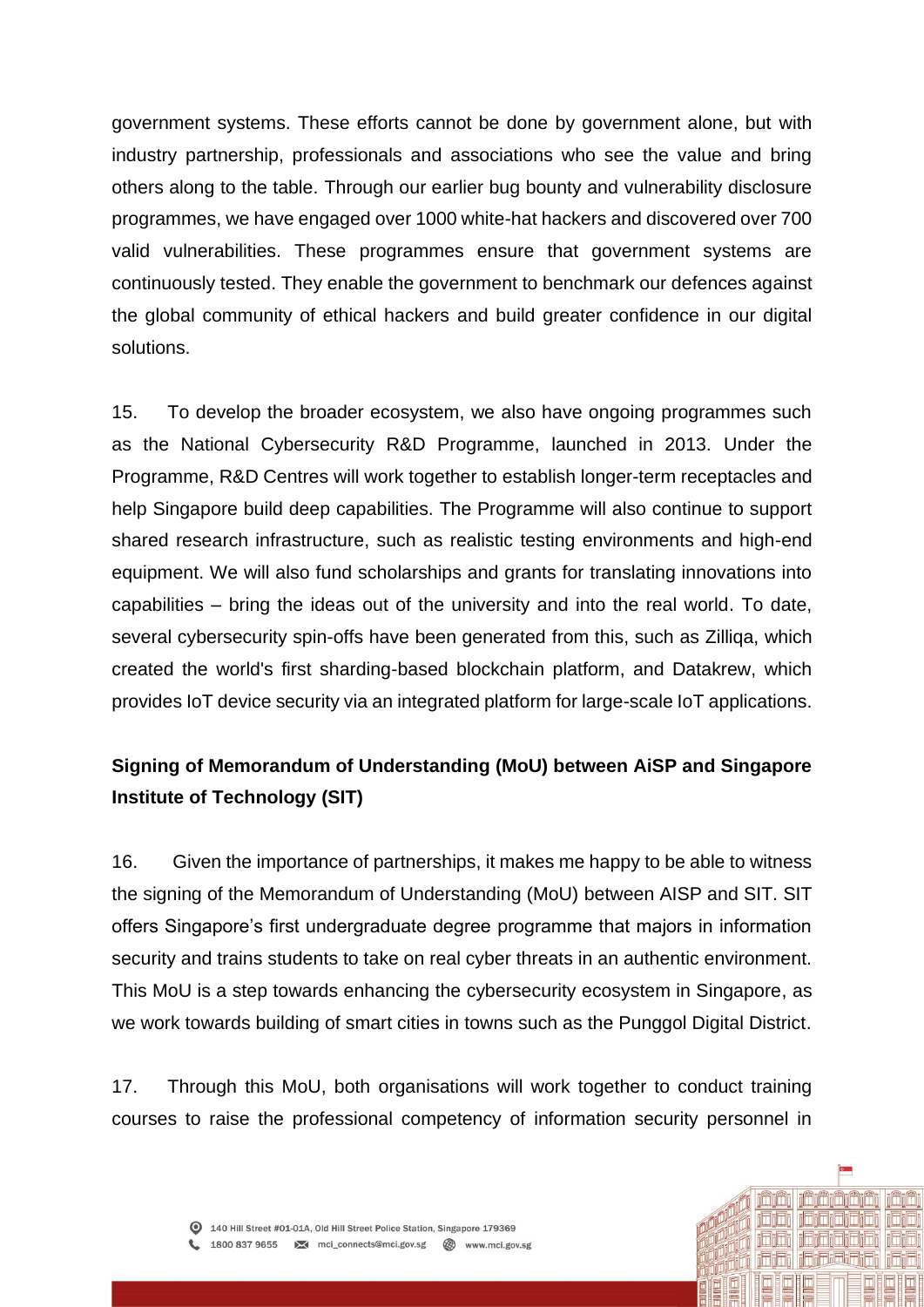government systems. These efforts cannot be done by government alone, but with industry partnership, professionals and associations who see the value and bring others along to the table. Through our earlier bug bounty and vulnerability disclosure programmes, we have engaged over 1000 white-hat hackers and discovered over 700 valid vulnerabilities. These programmes ensure that government systems are continuously tested. They enable the government to benchmark our defences against the global community of ethical hackers and build greater confidence in our digital solutions.

15. To develop the broader ecosystem, we also have ongoing programmes such as the National Cybersecurity R&D Programme, launched in 2013. Under the Programme, R&D Centres will work together to establish longer-term receptacles and help Singapore build deep capabilities. The Programme will also continue to support shared research infrastructure, such as realistic testing environments and high-end equipment. We will also fund scholarships and grants for translating innovations into capabilities – bring the ideas out of the university and into the real world. To date, several cybersecurity spin-offs have been generated from this, such as Zilliqa, which created the world's first sharding-based blockchain platform, and Datakrew, which provides IoT device security via an integrated platform for large-scale IoT applications.

**Signing of Memorandum of Understanding (MoU) between AiSP and Singapore Institute of Technology (SIT)**

16. Given the importance of partnerships, it makes me happy to be able to witness the signing of the Memorandum of Understanding (MoU) between AISP and SIT. SIT offers Singapore's first undergraduate degree programme that majors in information security and trains students to take on real cyber threats in an authentic environment. This MoU is a step towards enhancing the cybersecurity ecosystem in Singapore, as we work towards building of smart cities in towns such as the Punggol Digital District.

17. Through this MoU, both organisations will work together to conduct training courses to raise the professional competency of information security personnel in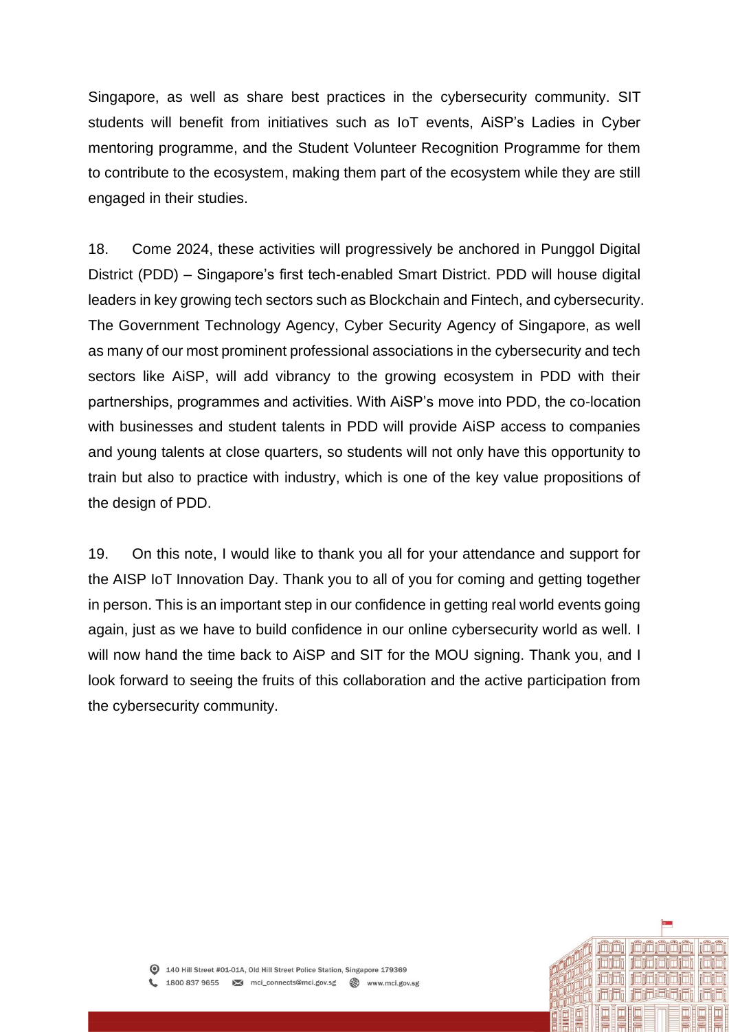Singapore, as well as share best practices in the cybersecurity community. SIT students will benefit from initiatives such as IoT events, AiSP's Ladies in Cyber mentoring programme, and the Student Volunteer Recognition Programme for them to contribute to the ecosystem, making them part of the ecosystem while they are still engaged in their studies.

18. Come 2024, these activities will progressively be anchored in Punggol Digital District (PDD) – Singapore's first tech-enabled Smart District. PDD will house digital leaders in key growing tech sectors such as Blockchain and Fintech, and cybersecurity. The Government Technology Agency, Cyber Security Agency of Singapore, as well as many of our most prominent professional associations in the cybersecurity and tech sectors like AiSP, will add vibrancy to the growing ecosystem in PDD with their partnerships, programmes and activities. With AiSP's move into PDD, the co-location with businesses and student talents in PDD will provide AiSP access to companies and young talents at close quarters, so students will not only have this opportunity to train but also to practice with industry, which is one of the key value propositions of the design of PDD.

19. On this note, I would like to thank you all for your attendance and support for the AISP IoT Innovation Day. Thank you to all of you for coming and getting together in person. This is an important step in our confidence in getting real world events going again, just as we have to build confidence in our online cybersecurity world as well. I will now hand the time back to AiSP and SIT for the MOU signing. Thank you, and I look forward to seeing the fruits of this collaboration and the active participation from the cybersecurity community.